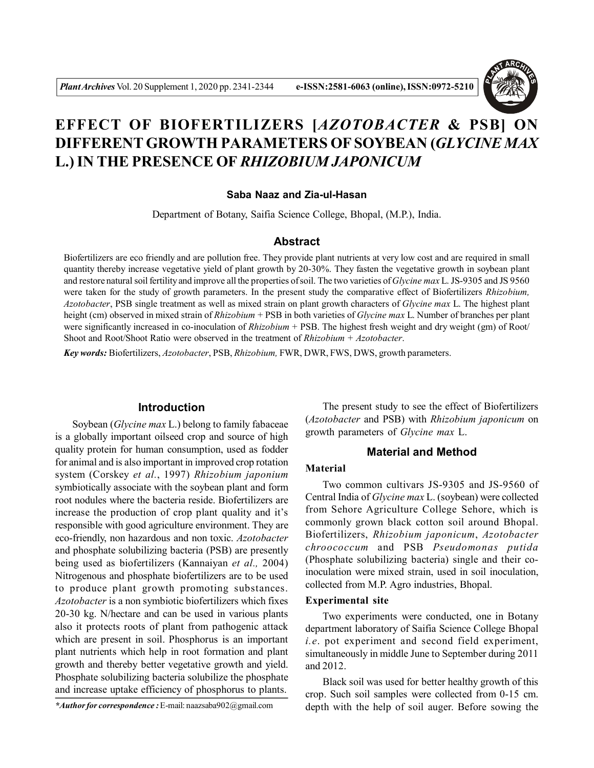# EFFECT OF BIOFERTILIZERS [*AZOTOBACTER* & PSB] ON DIFFERENT GROWTH PARAMETERS OF SOYBEAN (*GLYCINE MAX* L.) IN THE PRESENCE OF *RHIZOBIUM JAPONICUM*

**Saba Naaz and Zia-ul-Hasan**

Department of Botany, Saifia Science College, Bhopal, (M.P.), India.

## Abstract

Biofertilizers are eco friendly and are pollution free. They provide plant nutrients at very low cost and are required in small quantity thereby increase vegetative yield of plant growth by 20-30%. They fasten the vegetative growth in soybean plant and restore natural soil fertility and improve all the properties of soil. The two varieties of *Glycine max* L. JS-9305 and JS 9560 were taken for the study of growth parameters. In the present study the comparative effect of Biofertilizers *Rhizobium, Azotobacter*, PSB single treatment as well as mixed strain on plant growth characters of *Glycine max* L. The highest plant height (cm) observed in mixed strain of *Rhizobium* + PSB in both varieties of *Glycine max* L. Number of branches per plant were significantly increased in co-inoculation of *Rhizobium* + PSB. The highest fresh weight and dry weight (gm) of Root/Shoot and Root/Shoot Ratio were observed in the treatment of *Rhizobium* + *Azotobacter*.

***Key words:*** Biofertilizers, *Azotobacter*, PSB, *Rhizobium,* FWR, DWR, FWS, DWS, growth parameters.

## Introduction

Soybean (*Glycine max* L.) belong to family fabaceae is a globally important oilseed crop and source of high quality protein for human consumption, used as fodder for animal and is also important in improved crop rotation system (Corskey *et al.*, 1997) *Rhizobium japonium* symbiotically associate with the soybean plant and form root nodules where the bacteria reside. Biofertilizers are increase the production of crop plant quality and it's responsible with good agriculture environment. They are eco-friendly, non hazardous and non toxic. *Azotobacter* and phosphate solubilizing bacteria (PSB) are presently being used as biofertilizers (Kannaiyan *et al.,* 2004) Nitrogenous and phosphate biofertilizers are to be used to produce plant growth promoting substances. *Azotobacter* is a non symbiotic biofertilizers which fixes 20-30 kg. N/hectare and can be used in various plants also it protects roots of plant from pathogenic attack which are present in soil. Phosphorus is an important plant nutrients which help in root formation and plant growth and thereby better vegetative growth and yield. Phosphate solubilizing bacteria solubilize the phosphate and increase uptake efficiency of phosphorus to plants.

The present study to see the effect of Biofertilizers (*Azotobacter* and PSB) with *Rhizobium japonicum* on growth parameters of *Glycine max* L.

## Material and Method

### Material

Two common cultivars JS-9305 and JS-9560 of Central India of *Glycine max* L. (soybean) were collected from Sehore Agriculture College Sehore, which is commonly grown black cotton soil around Bhopal. Biofertilizers, *Rhizobium japonicum*, *Azotobacter chroococcum* and PSB *Pseudomonas putida* (Phosphate solubilizing bacteria) single and their co-inoculation were mixed strain, used in soil inoculation, collected from M.P. Agro industries, Bhopal.

### Experimental site

Two experiments were conducted, one in Botany department laboratory of Saifia Science College Bhopal *i.e*. pot experiment and second field experiment, simultaneously in middle June to September during 2011 and 2012.

Black soil was used for better healthy growth of this crop. Such soil samples were collected from 0-15 cm. depth with the help of soil auger. Before sowing the

*\*Author for correspondence :* E-mail: naazsaba902@gmail.com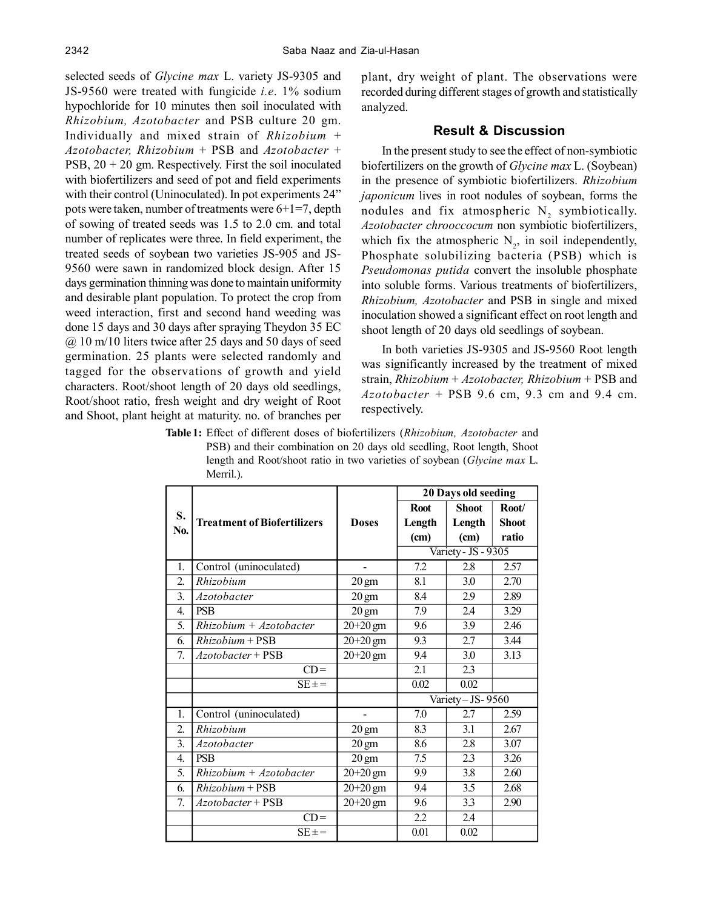selected seeds of *Glycine max* L. variety JS-9305 and JS-9560 were treated with fungicide *i.e*. 1% sodium hypochloride for 10 minutes then soil inoculated with *Rhizobium, Azotobacter* and PSB culture 20 gm. Individually and mixed strain of *Rhizobium* + *Azotobacter, Rhizobium* + PSB and *Azotobacter* + PSB, 20 + 20 gm. Respectively. First the soil inoculated with biofertilizers and seed of pot and field experiments with their control (Uninoculated). In pot experiments 24" pots were taken, number of treatments were 6+1=7, depth of sowing of treated seeds was 1.5 to 2.0 cm. and total number of replicates were three. In field experiment, the treated seeds of soybean two varieties JS-905 and JS-9560 were sawn in randomized block design. After 15 days germination thinning was done to maintain uniformity and desirable plant population. To protect the crop from weed interaction, first and second hand weeding was done 15 days and 30 days after spraying Theydon 35 EC @ 10 m/10 liters twice after 25 days and 50 days of seed germination. 25 plants were selected randomly and tagged for the observations of growth and yield characters. Root/shoot length of 20 days old seedlings, Root/shoot ratio, fresh weight and dry weight of Root and Shoot, plant height at maturity. no. of branches per plant, dry weight of plant. The observations were recorded during different stages of growth and statistically analyzed.

## Result & Discussion

In the present study to see the effect of non-symbiotic biofertilizers on the growth of *Glycine max* L. (Soybean) in the presence of symbiotic biofertilizers. *Rhizobium japonicum* lives in root nodules of soybean, forms the nodules and fix atmospheric $N_2$ symbiotically. *Azotobacter chrooccocum* non symbiotic biofertilizers, which fix the atmospheric $N_2$, in soil independently, Phosphate solubilizing bacteria (PSB) which is *Pseudomonas putida* convert the insoluble phosphate into soluble forms. Various treatments of biofertilizers, *Rhizobium, Azotobacter* and PSB in single and mixed inoculation showed a significant effect on root length and shoot length of 20 days old seedlings of soybean.

In both varieties JS-9305 and JS-9560 Root length was significantly increased by the treatment of mixed strain, *Rhizobium* + *Azotobacter, Rhizobium* + PSB and *Azotobacter* + PSB 9.6 cm, 9.3 cm and 9.4 cm. respectively.

**Table 1:** Effect of different doses of biofertilizers (*Rhizobium, Azotobacter* and PSB) and their combination on 20 days old seedling, Root length, Shoot length and Root/shoot ratio in two varieties of soybean (*Glycine max* L. Merril.).

| S. No. | Treatment of Biofertilizers | Doses | 20 Days old seeding | | |
|---|---|---|---|---|---|
| | | | Root Length (cm) | Shoot Length (cm) | Root/ Shoot ratio |
| | | | Variety - JS - 9305 | | |
| 1. | Control (uninoculated) | - | 7.2 | 2.8 | 2.57 |
| 2. | *Rhizobium* | 20 gm | 8.1 | 3.0 | 2.70 |
| 3. | *Azotobacter* | 20 gm | 8.4 | 2.9 | 2.89 |
| 4. | PSB | 20 gm | 7.9 | 2.4 | 3.29 |
| 5. | *Rhizobium* + *Azotobacter* | 20+20 gm | 9.6 | 3.9 | 2.46 |
| 6. | *Rhizobium* + PSB | 20+20 gm | 9.3 | 2.7 | 3.44 |
| 7. | *Azotobacter* + PSB | 20+20 gm | 9.4 | 3.0 | 3.13 |
| | CD = | | 2.1 | 2.3 | |
| | SE ± = | | 0.02 | 0.02 | |
| | | | Variety – JS- 9560 | | |
| 1. | Control (uninoculated) | - | 7.0 | 2.7 | 2.59 |
| 2. | *Rhizobium* | 20 gm | 8.3 | 3.1 | 2.67 |
| 3. | *Azotobacter* | 20 gm | 8.6 | 2.8 | 3.07 |
| 4. | PSB | 20 gm | 7.5 | 2.3 | 3.26 |
| 5. | *Rhizobium* + *Azotobacter* | 20+20 gm | 9.9 | 3.8 | 2.60 |
| 6. | *Rhizobium* + PSB | 20+20 gm | 9.4 | 3.5 | 2.68 |
| 7. | *Azotobacter* + PSB | 20+20 gm | 9.6 | 3.3 | 2.90 |
| | CD = | | 2.2 | 2.4 | |
| | SE ± = | | 0.01 | 0.02 | |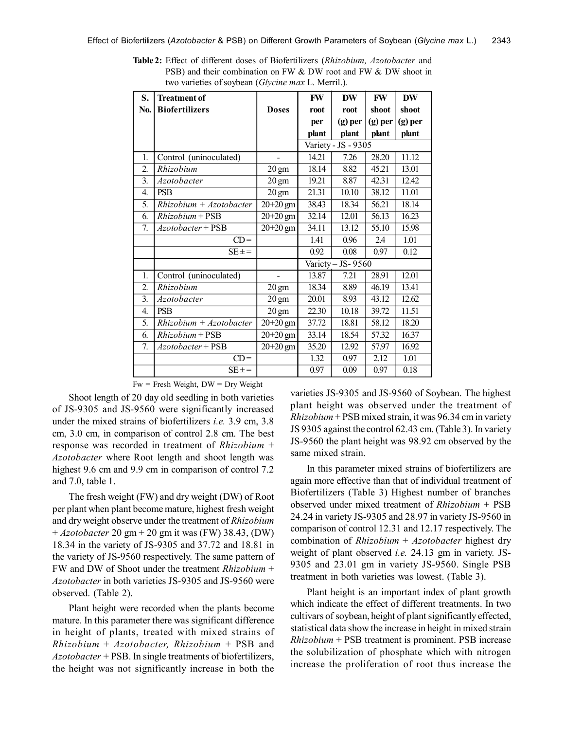**Table 2:** Effect of different doses of Biofertilizers (*Rhizobium, Azotobacter* and PSB) and their combination on FW & DW root and FW & DW shoot in two varieties of soybean (*Glycine max* L. Merril.).

| S. No. | Treatment of Biofertilizers | Doses | FW root per plant | DW root (g) per plant | FW shoot (g) per plant | DW shoot (g) per plant |
|---|---|---|---|---|---|---|
| | | | Variety - JS - 9305 | | | |
| 1. | Control (uninoculated) | - | 14.21 | 7.26 | 28.20 | 11.12 |
| 2. | *Rhizobium* | 20 gm | 18.14 | 8.82 | 45.21 | 13.01 |
| 3. | *Azotobacter* | 20 gm | 19.21 | 8.87 | 42.31 | 12.42 |
| 4. | PSB | 20 gm | 21.31 | 10.10 | 38.12 | 11.01 |
| 5. | *Rhizobium + Azotobacter* | 20+20 gm | 38.43 | 18.34 | 56.21 | 18.14 |
| 6. | *Rhizobium* + PSB | 20+20 gm | 32.14 | 12.01 | 56.13 | 16.23 |
| 7. | *Azotobacter* + PSB | 20+20 gm | 34.11 | 13.12 | 55.10 | 15.98 |
| | CD = | | 1.41 | 0.96 | 2.4 | 1.01 |
| | SE ± = | | 0.92 | 0.08 | 0.97 | 0.12 |
| | | | Variety – JS- 9560 | | | |
| 1. | Control (uninoculated) | - | 13.87 | 7.21 | 28.91 | 12.01 |
| 2. | *Rhizobium* | 20 gm | 18.34 | 8.89 | 46.19 | 13.41 |
| 3. | *Azotobacter* | 20 gm | 20.01 | 8.93 | 43.12 | 12.62 |
| 4. | PSB | 20 gm | 22.30 | 10.18 | 39.72 | 11.51 |
| 5. | *Rhizobium + Azotobacter* | 20+20 gm | 37.72 | 18.81 | 58.12 | 18.20 |
| 6. | *Rhizobium* + PSB | 20+20 gm | 33.14 | 18.54 | 57.32 | 16.37 |
| 7. | *Azotobacter* + PSB | 20+20 gm | 35.20 | 12.92 | 57.97 | 16.92 |
| | CD = | | 1.32 | 0.97 | 2.12 | 1.01 |
| | SE ± = | | 0.97 | 0.09 | 0.97 | 0.18 |

Fw = Fresh Weight, DW = Dry Weight

Shoot length of 20 day old seedling in both varieties of JS-9305 and JS-9560 were significantly increased under the mixed strains of biofertilizers *i.e.* 3.9 cm, 3.8 cm, 3.0 cm, in comparison of control 2.8 cm. The best response was recorded in treatment of *Rhizobium* + *Azotobacter* where Root length and shoot length was highest 9.6 cm and 9.9 cm in comparison of control 7.2 and 7.0, table 1.

The fresh weight (FW) and dry weight (DW) of Root per plant when plant become mature, highest fresh weight and dry weight observe under the treatment of *Rhizobium* + *Azotobacter* 20 gm + 20 gm it was (FW) 38.43, (DW) 18.34 in the variety of JS-9305 and 37.72 and 18.81 in the variety of JS-9560 respectively. The same pattern of FW and DW of Shoot under the treatment *Rhizobium* + *Azotobacter* in both varieties JS-9305 and JS-9560 were observed. (Table 2).

Plant height were recorded when the plants become mature. In this parameter there was significant difference in height of plants, treated with mixed strains of *Rhizobium* + *Azotobacter, Rhizobium* + PSB and *Azotobacter* + PSB. In single treatments of biofertilizers, the height was not significantly increase in both the varieties JS-9305 and JS-9560 of Soybean. The highest plant height was observed under the treatment of *Rhizobium* + PSB mixed strain, it was 96.34 cm in variety JS 9305 against the control 62.43 cm. (Table 3). In variety JS-9560 the plant height was 98.92 cm observed by the same mixed strain.

In this parameter mixed strains of biofertilizers are again more effective than that of individual treatment of Biofertilizers (Table 3) Highest number of branches observed under mixed treatment of *Rhizobium* + PSB 24.24 in variety JS-9305 and 28.97 in variety JS-9560 in comparison of control 12.31 and 12.17 respectively. The combination of *Rhizobium* + *Azotobacter* highest dry weight of plant observed *i.e.* 24.13 gm in variety. JS-9305 and 23.01 gm in variety JS-9560. Single PSB treatment in both varieties was lowest. (Table 3).

Plant height is an important index of plant growth which indicate the effect of different treatments. In two cultivars of soybean, height of plant significantly effected, statistical data show the increase in height in mixed strain *Rhizobium* + PSB treatment is prominent. PSB increase the solubilization of phosphate which with nitrogen increase the proliferation of root thus increase the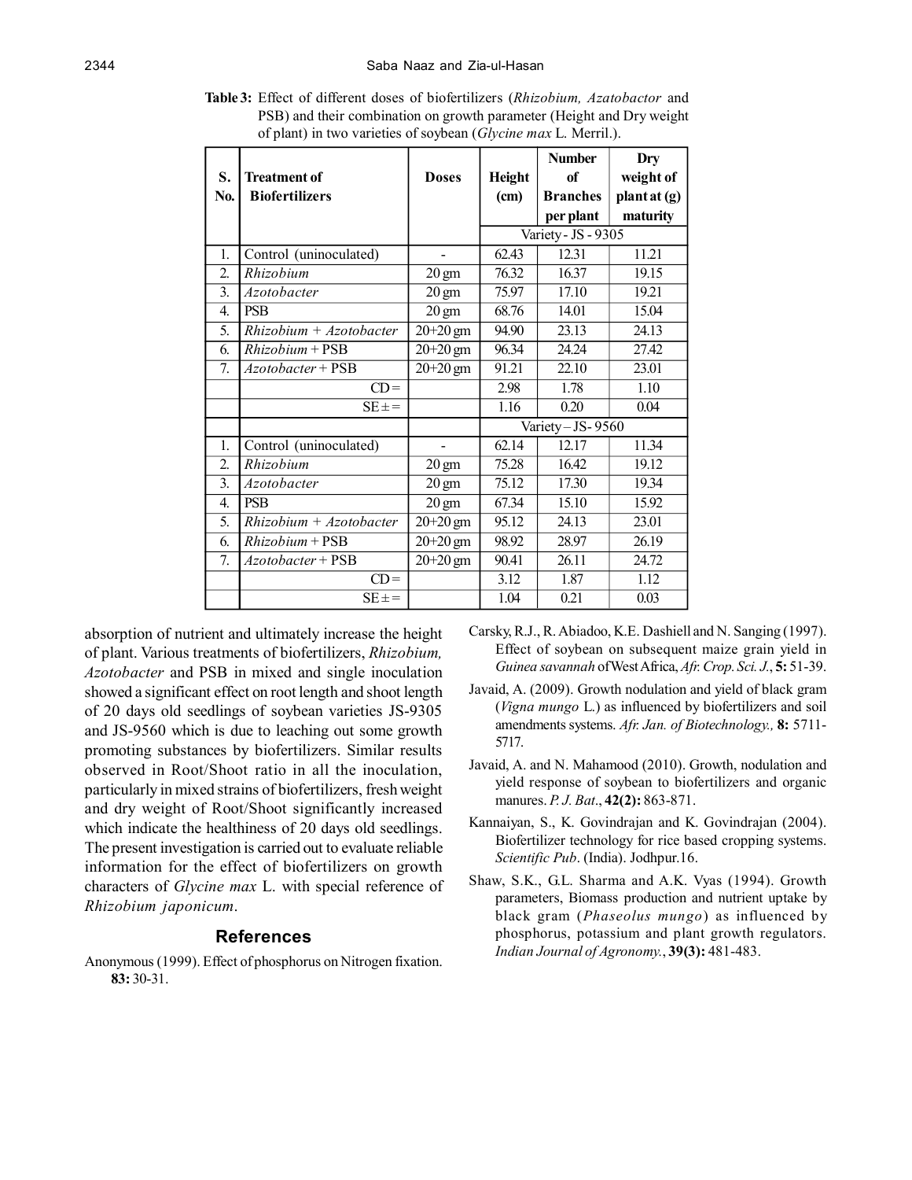**Table 3:** Effect of different doses of biofertilizers (*Rhizobium, Azatobactor* and PSB) and their combination on growth parameter (Height and Dry weight of plant) in two varieties of soybean (*Glycine max* L. Merril.).

| S. No. | Treatment of Biofertilizers | Doses | Height (cm) | Number of Branches per plant | Dry weight of plant at (g) maturity |
|---|---|---|---|---|---|
| | | | Variety - JS - 9305 | | |
| 1. | Control (uninoculated) | - | 62.43 | 12.31 | 11.21 |
| 2. | *Rhizobium* | 20 gm | 76.32 | 16.37 | 19.15 |
| 3. | *Azotobacter* | 20 gm | 75.97 | 17.10 | 19.21 |
| 4. | PSB | 20 gm | 68.76 | 14.01 | 15.04 |
| 5. | *Rhizobium + Azotobacter* | 20+20 gm | 94.90 | 23.13 | 24.13 |
| 6. | *Rhizobium* + PSB | 20+20 gm | 96.34 | 24.24 | 27.42 |
| 7. | *Azotobacter* + PSB | 20+20 gm | 91.21 | 22.10 | 23.01 |
| | CD = | | 2.98 | 1.78 | 1.10 |
| | SE ± = | | 1.16 | 0.20 | 0.04 |
| | | | Variety – JS- 9560 | | |
| 1. | Control (uninoculated) | - | 62.14 | 12.17 | 11.34 |
| 2. | *Rhizobium* | 20 gm | 75.28 | 16.42 | 19.12 |
| 3. | *Azotobacter* | 20 gm | 75.12 | 17.30 | 19.34 |
| 4. | PSB | 20 gm | 67.34 | 15.10 | 15.92 |
| 5. | *Rhizobium + Azotobacter* | 20+20 gm | 95.12 | 24.13 | 23.01 |
| 6. | *Rhizobium* + PSB | 20+20 gm | 98.92 | 28.97 | 26.19 |
| 7. | *Azotobacter* + PSB | 20+20 gm | 90.41 | 26.11 | 24.72 |
| | CD = | | 3.12 | 1.87 | 1.12 |
| | SE ± = | | 1.04 | 0.21 | 0.03 |

absorption of nutrient and ultimately increase the height of plant. Various treatments of biofertilizers, *Rhizobium, Azotobacter* and PSB in mixed and single inoculation showed a significant effect on root length and shoot length of 20 days old seedlings of soybean varieties JS-9305 and JS-9560 which is due to leaching out some growth promoting substances by biofertilizers. Similar results observed in Root/Shoot ratio in all the inoculation, particularly in mixed strains of biofertilizers, fresh weight and dry weight of Root/Shoot significantly increased which indicate the healthiness of 20 days old seedlings. The present investigation is carried out to evaluate reliable information for the effect of biofertilizers on growth characters of *Glycine max* L. with special reference of *Rhizobium japonicum*.

## References

Anonymous (1999). Effect of phosphorus on Nitrogen fixation. **83:** 30-31.

Carsky, R.J., R. Abiadoo, K.E. Dashiell and N. Sanging (1997). Effect of soybean on subsequent maize grain yield in *Guinea savannah* of West Africa, *Afr. Crop. Sci. J.*, **5:** 51-39.

Javaid, A. (2009). Growth nodulation and yield of black gram (*Vigna mungo* L.) as influenced by biofertilizers and soil amendments systems. *Afr. Jan. of Biotechnology.,* **8:** 5711-5717.

Javaid, A. and N. Mahamood (2010). Growth, nodulation and yield response of soybean to biofertilizers and organic manures. *P. J. Bat*., **42(2):** 863-871.

Kannaiyan, S., K. Govindrajan and K. Govindrajan (2004). Biofertilizer technology for rice based cropping systems. *Scientific Pub*. (India). Jodhpur.16.

Shaw, S.K., G.L. Sharma and A.K. Vyas (1994). Growth parameters, Biomass production and nutrient uptake by black gram (*Phaseolus mungo*) as influenced by phosphorus, potassium and plant growth regulators. *Indian Journal of Agronomy.*, **39(3):** 481-483.